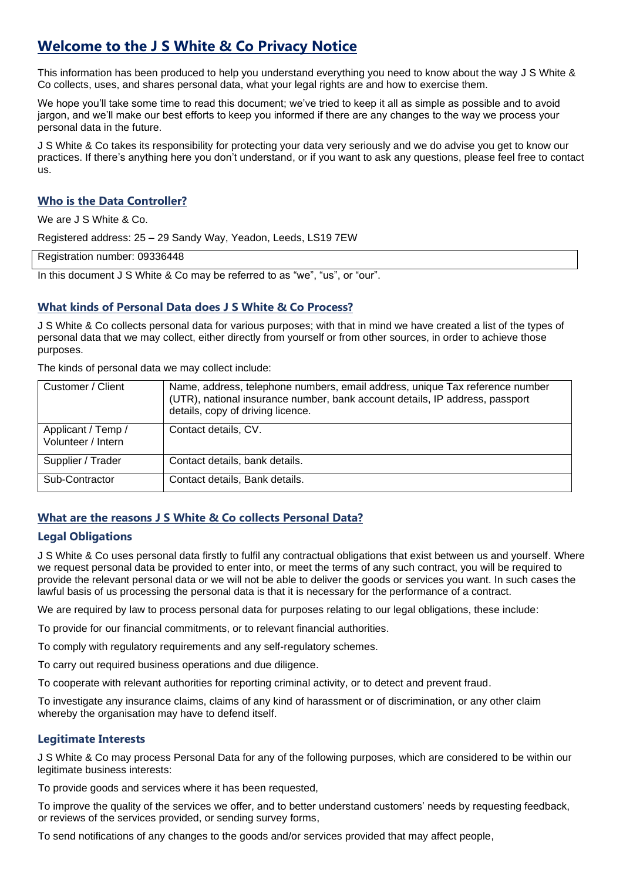# Welcome to the J S White & Co Privacy Notice

This information has been produced to help you understand everything you need to know about the way J S White & Co collects, uses, and shares personal data, what your legal rights are and how to exercise them.

We hope you'll take some time to read this document; we've tried to keep it all as simple as possible and to avoid jargon, and we'll make our best efforts to keep you informed if there are any changes to the way we process your personal data in the future.

J S White & Co takes its responsibility for protecting your data very seriously and we do advise you get to know our practices. If there's anything here you don't understand, or if you want to ask any questions, please feel free to contact us.

## Who is the Data Controller?

We are J S White & Co.

Registered address: 25 – 29 Sandy Way, Yeadon, Leeds, LS19 7EW

Registration number: 09336448

In this document J S White & Co may be referred to as "we", "us", or "our".

## What kinds of Personal Data does J S White & Co Process?

J S White & Co collects personal data for various purposes; with that in mind we have created a list of the types of personal data that we may collect, either directly from yourself or from other sources, in order to achieve those purposes.

The kinds of personal data we may collect include:

| | |
|---|---|
| Customer / Client | Name, address, telephone numbers, email address, unique Tax reference number (UTR), national insurance number, bank account details, IP address, passport details, copy of driving licence. |
| Applicant / Temp / Volunteer / Intern | Contact details, CV. |
| Supplier / Trader | Contact details, bank details. |
| Sub-Contractor | Contact details, Bank details. |

## What are the reasons J S White & Co collects Personal Data?

### Legal Obligations

J S White & Co uses personal data firstly to fulfil any contractual obligations that exist between us and yourself. Where we request personal data be provided to enter into, or meet the terms of any such contract, you will be required to provide the relevant personal data or we will not be able to deliver the goods or services you want. In such cases the lawful basis of us processing the personal data is that it is necessary for the performance of a contract.

We are required by law to process personal data for purposes relating to our legal obligations, these include:

To provide for our financial commitments, or to relevant financial authorities.

To comply with regulatory requirements and any self-regulatory schemes.

To carry out required business operations and due diligence.

To cooperate with relevant authorities for reporting criminal activity, or to detect and prevent fraud.

To investigate any insurance claims, claims of any kind of harassment or of discrimination, or any other claim whereby the organisation may have to defend itself.

### Legitimate Interests

J S White & Co may process Personal Data for any of the following purposes, which are considered to be within our legitimate business interests:

To provide goods and services where it has been requested,

To improve the quality of the services we offer, and to better understand customers' needs by requesting feedback, or reviews of the services provided, or sending survey forms,

To send notifications of any changes to the goods and/or services provided that may affect people,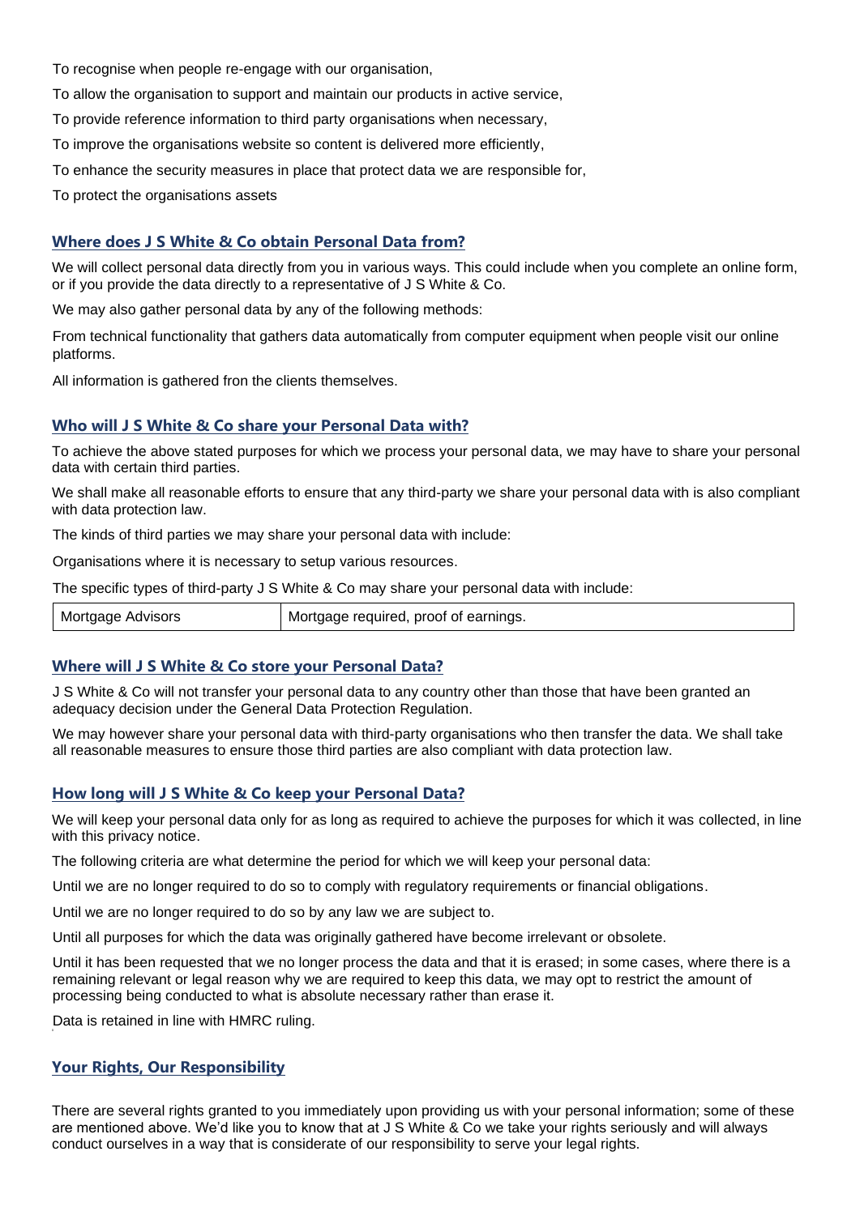To recognise when people re-engage with our organisation,

To allow the organisation to support and maintain our products in active service,

To provide reference information to third party organisations when necessary,

To improve the organisations website so content is delivered more efficiently,

To enhance the security measures in place that protect data we are responsible for,

To protect the organisations assets

## Where does J S White & Co obtain Personal Data from?

We will collect personal data directly from you in various ways. This could include when you complete an online form, or if you provide the data directly to a representative of J S White & Co.

We may also gather personal data by any of the following methods:

From technical functionality that gathers data automatically from computer equipment when people visit our online platforms.

All information is gathered fron the clients themselves.

## Who will J S White & Co share your Personal Data with?

To achieve the above stated purposes for which we process your personal data, we may have to share your personal data with certain third parties.

We shall make all reasonable efforts to ensure that any third-party we share your personal data with is also compliant with data protection law.

The kinds of third parties we may share your personal data with include:

Organisations where it is necessary to setup various resources.

The specific types of third-party J S White & Co may share your personal data with include:

| Mortgage Advisors | Mortgage required, proof of earnings. |
|---|---|

## Where will J S White & Co store your Personal Data?

J S White & Co will not transfer your personal data to any country other than those that have been granted an adequacy decision under the General Data Protection Regulation.

We may however share your personal data with third-party organisations who then transfer the data. We shall take all reasonable measures to ensure those third parties are also compliant with data protection law.

## How long will J S White & Co keep your Personal Data?

We will keep your personal data only for as long as required to achieve the purposes for which it was collected, in line with this privacy notice.

The following criteria are what determine the period for which we will keep your personal data:

Until we are no longer required to do so to comply with regulatory requirements or financial obligations.

Until we are no longer required to do so by any law we are subject to.

Until all purposes for which the data was originally gathered have become irrelevant or obsolete.

Until it has been requested that we no longer process the data and that it is erased; in some cases, where there is a remaining relevant or legal reason why we are required to keep this data, we may opt to restrict the amount of processing being conducted to what is absolute necessary rather than erase it.

Data is retained in line with HMRC ruling.

## Your Rights, Our Responsibility

There are several rights granted to you immediately upon providing us with your personal information; some of these are mentioned above. We'd like you to know that at J S White & Co we take your rights seriously and will always conduct ourselves in a way that is considerate of our responsibility to serve your legal rights.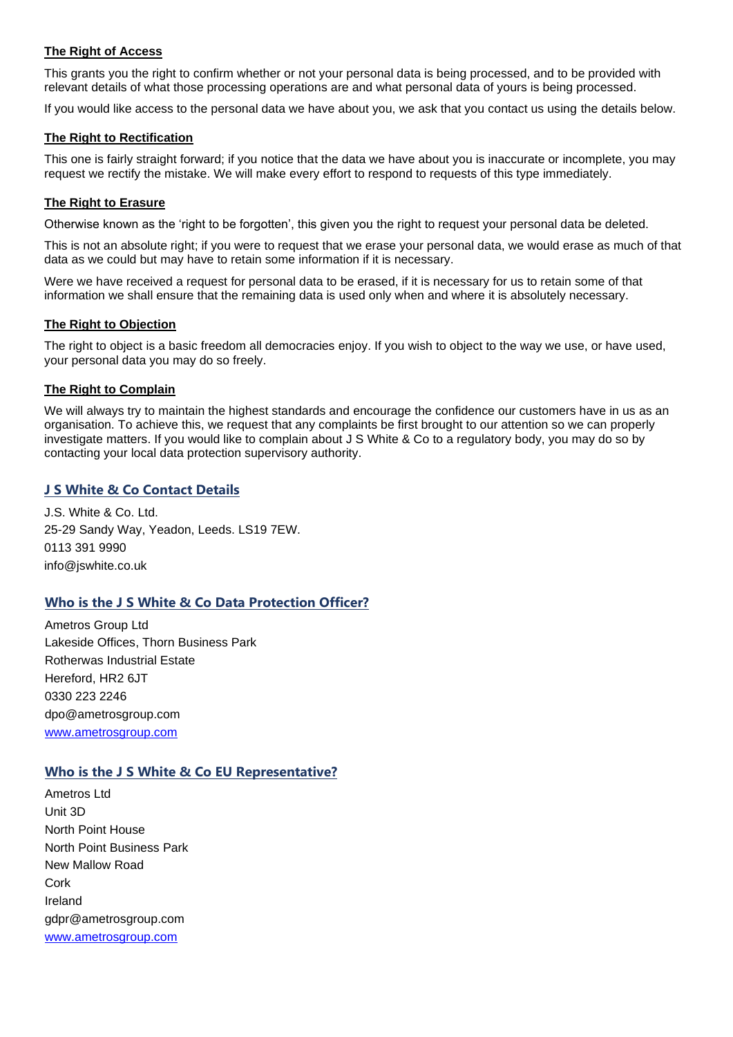#### The Right of Access

This grants you the right to confirm whether or not your personal data is being processed, and to be provided with relevant details of what those processing operations are and what personal data of yours is being processed.

If you would like access to the personal data we have about you, we ask that you contact us using the details below.

#### The Right to Rectification

This one is fairly straight forward; if you notice that the data we have about you is inaccurate or incomplete, you may request we rectify the mistake. We will make every effort to respond to requests of this type immediately.

#### The Right to Erasure

Otherwise known as the 'right to be forgotten', this given you the right to request your personal data be deleted.

This is not an absolute right; if you were to request that we erase your personal data, we would erase as much of that data as we could but may have to retain some information if it is necessary.

Were we have received a request for personal data to be erased, if it is necessary for us to retain some of that information we shall ensure that the remaining data is used only when and where it is absolutely necessary.

#### The Right to Objection

The right to object is a basic freedom all democracies enjoy. If you wish to object to the way we use, or have used, your personal data you may do so freely.

#### The Right to Complain

We will always try to maintain the highest standards and encourage the confidence our customers have in us as an organisation. To achieve this, we request that any complaints be first brought to our attention so we can properly investigate matters. If you would like to complain about J S White & Co to a regulatory body, you may do so by contacting your local data protection supervisory authority.

### J S White & Co Contact Details

J.S. White & Co. Ltd.
25-29 Sandy Way, Yeadon, Leeds. LS19 7EW.
0113 391 9990
info@jswhite.co.uk

### Who is the J S White & Co Data Protection Officer?

Ametros Group Ltd
Lakeside Offices, Thorn Business Park
Rotherwas Industrial Estate
Hereford, HR2 6JT
0330 223 2246
dpo@ametrosgroup.com
www.ametrosgroup.com

### Who is the J S White & Co EU Representative?

Ametros Ltd
Unit 3D
North Point House
North Point Business Park
New Mallow Road
Cork
Ireland
gdpr@ametrosgroup.com
www.ametrosgroup.com